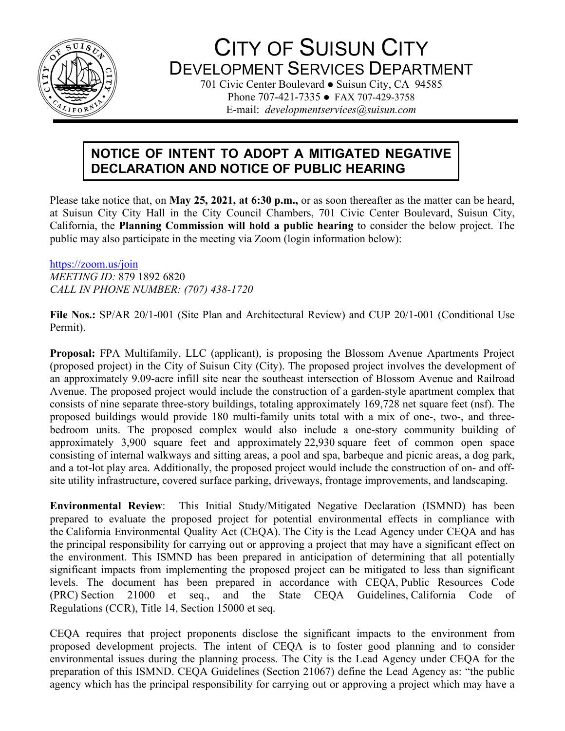# CITY OF SUISUN CITY
## DEVELOPMENT SERVICES DEPARTMENT

701 Civic Center Boulevard ● Suisun City, CA 94585
Phone 707-421-7335 ● FAX 707-429-3758
E-mail: *developmentservices@suisun.com*

## NOTICE OF INTENT TO ADOPT A MITIGATED NEGATIVE DECLARATION AND NOTICE OF PUBLIC HEARING

Please take notice that, on **May 25, 2021, at 6:30 p.m.,** or as soon thereafter as the matter can be heard, at Suisun City City Hall in the City Council Chambers, 701 Civic Center Boulevard, Suisun City, California, the **Planning Commission will hold a public hearing** to consider the below project. The public may also participate in the meeting via Zoom (login information below):

https://zoom.us/join
*MEETING ID:* 879 1892 6820
*CALL IN PHONE NUMBER: (707) 438-1720*

**File Nos.:** SP/AR 20/1-001 (Site Plan and Architectural Review) and CUP 20/1-001 (Conditional Use Permit).

**Proposal:** FPA Multifamily, LLC (applicant), is proposing the Blossom Avenue Apartments Project (proposed project) in the City of Suisun City (City). The proposed project involves the development of an approximately 9.09-acre infill site near the southeast intersection of Blossom Avenue and Railroad Avenue. The proposed project would include the construction of a garden-style apartment complex that consists of nine separate three-story buildings, totaling approximately 169,728 net square feet (nsf). The proposed buildings would provide 180 multi-family units total with a mix of one-, two-, and three-bedroom units. The proposed complex would also include a one-story community building of approximately 3,900 square feet and approximately 22,930 square feet of common open space consisting of internal walkways and sitting areas, a pool and spa, barbeque and picnic areas, a dog park, and a tot-lot play area. Additionally, the proposed project would include the construction of on- and off-site utility infrastructure, covered surface parking, driveways, frontage improvements, and landscaping.

**Environmental Review**: This Initial Study/Mitigated Negative Declaration (ISMND) has been prepared to evaluate the proposed project for potential environmental effects in compliance with the California Environmental Quality Act (CEQA). The City is the Lead Agency under CEQA and has the principal responsibility for carrying out or approving a project that may have a significant effect on the environment. This ISMND has been prepared in anticipation of determining that all potentially significant impacts from implementing the proposed project can be mitigated to less than significant levels. The document has been prepared in accordance with CEQA, Public Resources Code (PRC) Section 21000 et seq., and the State CEQA Guidelines, California Code of Regulations (CCR), Title 14, Section 15000 et seq.

CEQA requires that project proponents disclose the significant impacts to the environment from proposed development projects. The intent of CEQA is to foster good planning and to consider environmental issues during the planning process. The City is the Lead Agency under CEQA for the preparation of this ISMND. CEQA Guidelines (Section 21067) define the Lead Agency as: "the public agency which has the principal responsibility for carrying out or approving a project which may have a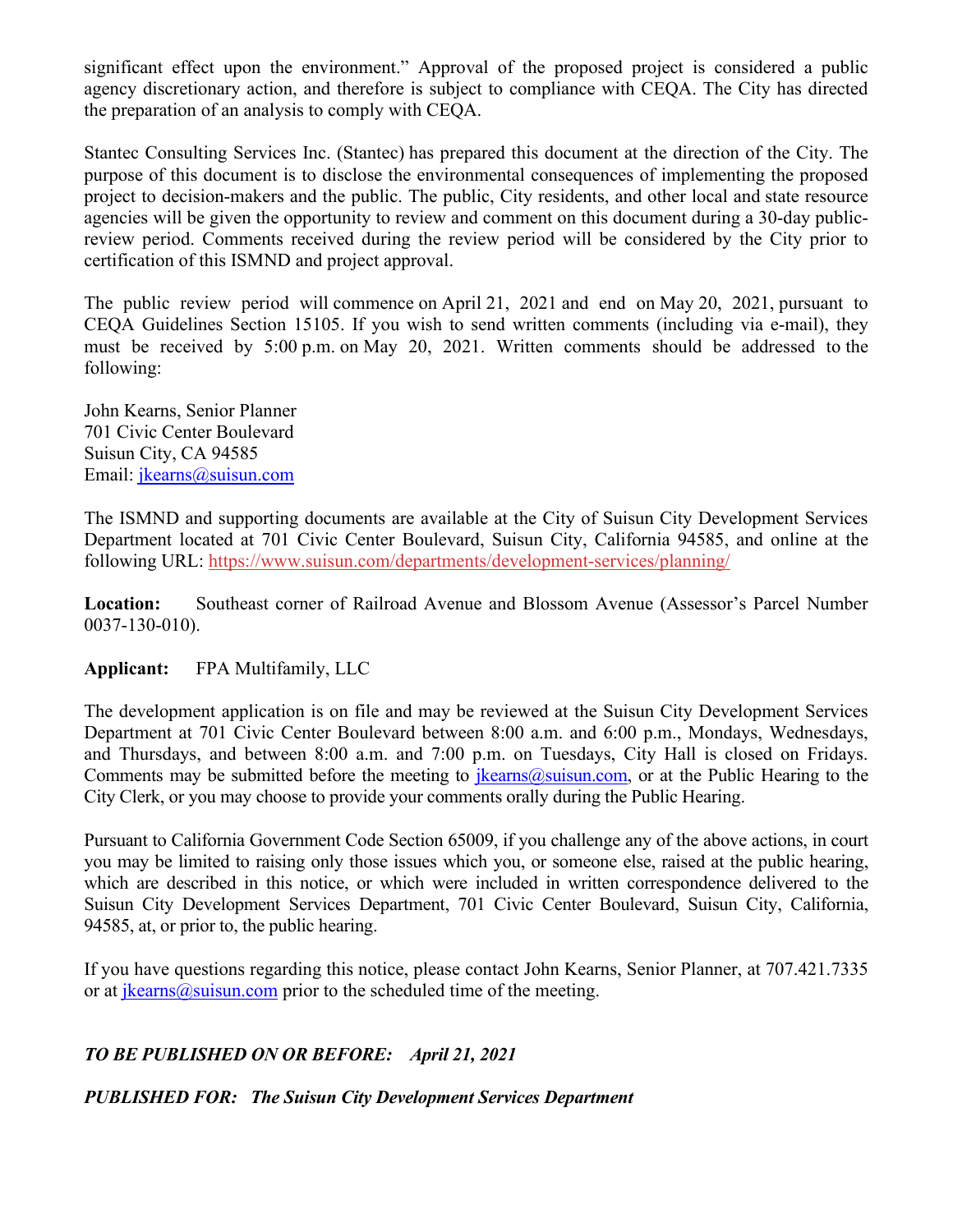significant effect upon the environment." Approval of the proposed project is considered a public agency discretionary action, and therefore is subject to compliance with CEQA. The City has directed the preparation of an analysis to comply with CEQA.

Stantec Consulting Services Inc. (Stantec) has prepared this document at the direction of the City. The purpose of this document is to disclose the environmental consequences of implementing the proposed project to decision-makers and the public. The public, City residents, and other local and state resource agencies will be given the opportunity to review and comment on this document during a 30-day public-review period. Comments received during the review period will be considered by the City prior to certification of this ISMND and project approval.

The public review period will commence on April 21, 2021 and end on May 20, 2021, pursuant to CEQA Guidelines Section 15105. If you wish to send written comments (including via e-mail), they must be received by 5:00 p.m. on May 20, 2021. Written comments should be addressed to the following:

John Kearns, Senior Planner
701 Civic Center Boulevard
Suisun City, CA 94585
Email: jkearns@suisun.com

The ISMND and supporting documents are available at the City of Suisun City Development Services Department located at 701 Civic Center Boulevard, Suisun City, California 94585, and online at the following URL: https://www.suisun.com/departments/development-services/planning/

**Location:** Southeast corner of Railroad Avenue and Blossom Avenue (Assessor's Parcel Number 0037-130-010).

**Applicant:** FPA Multifamily, LLC

The development application is on file and may be reviewed at the Suisun City Development Services Department at 701 Civic Center Boulevard between 8:00 a.m. and 6:00 p.m., Mondays, Wednesdays, and Thursdays, and between 8:00 a.m. and 7:00 p.m. on Tuesdays, City Hall is closed on Fridays. Comments may be submitted before the meeting to jkearns@suisun.com, or at the Public Hearing to the City Clerk, or you may choose to provide your comments orally during the Public Hearing.

Pursuant to California Government Code Section 65009, if you challenge any of the above actions, in court you may be limited to raising only those issues which you, or someone else, raised at the public hearing, which are described in this notice, or which were included in written correspondence delivered to the Suisun City Development Services Department, 701 Civic Center Boulevard, Suisun City, California, 94585, at, or prior to, the public hearing.

If you have questions regarding this notice, please contact John Kearns, Senior Planner, at 707.421.7335 or at jkearns@suisun.com prior to the scheduled time of the meeting.

***TO BE PUBLISHED ON OR BEFORE: April 21, 2021***

***PUBLISHED FOR: The Suisun City Development Services Department***